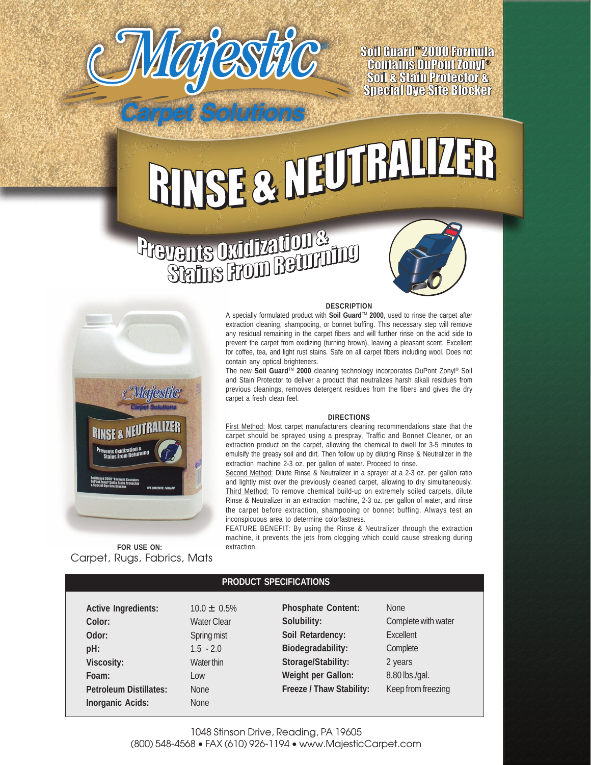# Majestic®

## Carpet Solutions

**Soil Guard™ 2000 Formula Contains DuPont Zonyl® Soil & Stain Protector & Special Dye Site Blocker**

# RINSE & NEUTRALIZER

## Prevents Oxidization & Stains From Returning

### DESCRIPTION

A specially formulated product with **Soil Guard**™ **2000**, used to rinse the carpet after extraction cleaning, shampooing, or bonnet buffing. This necessary step will remove any residual remaining in the carpet fibers and will further rinse on the acid side to prevent the carpet from oxidizing (turning brown), leaving a pleasant scent. Excellent for coffee, tea, and light rust stains. Safe on all carpet fibers including wool. Does not contain any optical brighteners.

The new **Soil Guard**™ **2000** cleaning technology incorporates DuPont Zonyl® Soil and Stain Protector to deliver a product that neutralizes harsh alkali residues from previous cleanings, removes detergent residues from the fibers and gives the dry carpet a fresh clean feel.

### DIRECTIONS

First Method: Most carpet manufacturers cleaning recommendations state that the carpet should be sprayed using a prespray, Traffic and Bonnet Cleaner, or an extraction product on the carpet, allowing the chemical to dwell for 3-5 minutes to emulsify the greasy soil and dirt. Then follow up by diluting Rinse & Neutralizer in the extraction machine 2-3 oz. per gallon of water. Proceed to rinse.

Second Method: Dilute Rinse & Neutralizer in a sprayer at a 2-3 oz. per gallon ratio and lightly mist over the previously cleaned carpet, allowing to dry simultaneously.

Third Method: To remove chemical build-up on extremely soiled carpets, dilute Rinse & Neutralizer in an extraction machine, 2-3 oz. per gallon of water, and rinse the carpet before extraction, shampooing or bonnet buffing. Always test an inconspicuous area to determine colorfastness.

FEATURE BENEFIT: By using the Rinse & Neutralizer through the extraction machine, it prevents the jets from clogging which could cause streaking during extraction.

**FOR USE ON:**
Carpet, Rugs, Fabrics, Mats

### PRODUCT SPECIFICATIONS

| | | | |
|---|---|---|---|
| **Active Ingredients:** | 10.0 ± 0.5% | **Phosphate Content:** | None |
| **Color:** | Water Clear | **Solubility:** | Complete with water |
| **Odor:** | Spring mist | **Soil Retardency:** | Excellent |
| **pH:** | 1.5 - 2.0 | **Biodegradability:** | Complete |
| **Viscosity:** | Water thin | **Storage/Stability:** | 2 years |
| **Foam:** | Low | **Weight per Gallon:** | 8.80 lbs./gal. |
| **Petroleum Distillates:** | None | **Freeze / Thaw Stability:** | Keep from freezing |
| **Inorganic Acids:** | None | | |

1048 Stinson Drive, Reading, PA 19605
(800) 548-4568 • FAX (610) 926-1194 • www.MajesticCarpet.com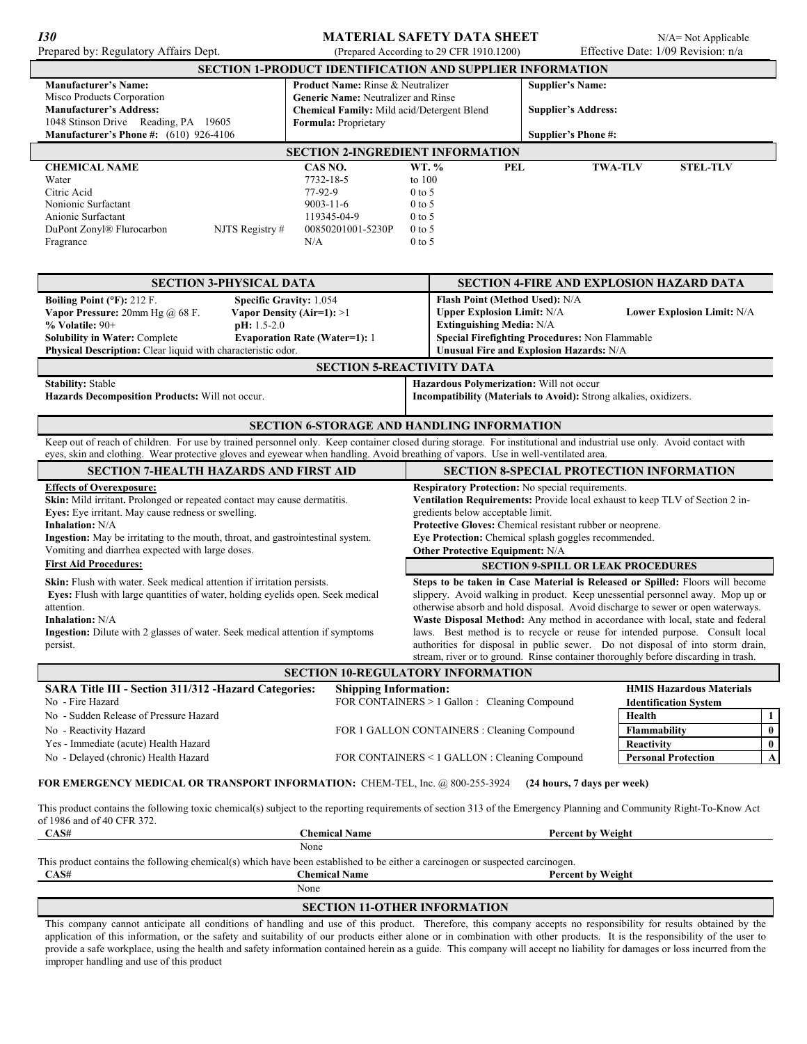*I30* **MATERIAL SAFETY DATA SHEET** N/A= Not Applicable

Prepared by: Regulatory Affairs Dept. (Prepared According to 29 CFR 1910.1200) Effective Date: 1/09 Revision: n/a

## SECTION 1-PRODUCT IDENTIFICATION AND SUPPLIER INFORMATION

**Manufacturer's Name:**
Misco Products Corporation
**Manufacturer's Address:**
1048 Stinson Drive Reading, PA 19605
**Manufacturer's Phone #:** (610) 926-4106

**Product Name:** Rinse & Neutralizer
**Generic Name:** Neutralizer and Rinse
**Chemical Family:** Mild acid/Detergent Blend
**Formula:** Proprietary

**Supplier's Name:**
**Supplier's Address:**
**Supplier's Phone #:**

## SECTION 2-INGREDIENT INFORMATION

| CHEMICAL NAME | | CAS NO. | WT. % | PEL | TWA-TLV | STEL-TLV |
|---|---|---|---|---|---|---|
| Water | | 7732-18-5 | to 100 | | | |
| Citric Acid | | 77-92-9 | 0 to 5 | | | |
| Nonionic Surfactant | | 9003-11-6 | 0 to 5 | | | |
| Anionic Surfactant | | 119345-04-9 | 0 to 5 | | | |
| DuPont Zonyl® Flurocarbon | NJTS Registry # | 00850201001-5230P | 0 to 5 | | | |
| Fragrance | | N/A | 0 to 5 | | | |

## SECTION 3-PHYSICAL DATA

**Boiling Point (°F):** 212 F.
**Specific Gravity:** 1.054
**Vapor Pressure:** 20mm Hg @ 68 F.
**Vapor Density (Air=1):** >1
**% Volatile:** 90+
**pH:** 1.5-2.0
**Solubility in Water:** Complete
**Evaporation Rate (Water=1):** 1
**Physical Description:** Clear liquid with characteristic odor.

## SECTION 4-FIRE AND EXPLOSION HAZARD DATA

**Flash Point (Method Used):** N/A
**Upper Explosion Limit:** N/A
**Lower Explosion Limit:** N/A
**Extinguishing Media:** N/A
**Special Firefighting Procedures:** Non Flammable
**Unusual Fire and Explosion Hazards:** N/A

## SECTION 5-REACTIVITY DATA

**Stability:** Stable
**Hazards Decomposition Products:** Will not occur.
**Hazardous Polymerization:** Will not occur
**Incompatibility (Materials to Avoid):** Strong alkalies, oxidizers.

## SECTION 6-STORAGE AND HANDLING INFORMATION

Keep out of reach of children. For use by trained personnel only. Keep container closed during storage. For institutional and industrial use only. Avoid contact with eyes, skin and clothing. Wear protective gloves and eyewear when handling. Avoid breathing of vapors. Use in well-ventilated area.

## SECTION 7-HEALTH HAZARDS AND FIRST AID

**Effects of Overexposure:**
**Skin:** Mild irritant**.** Prolonged or repeated contact may cause dermatitis.
**Eyes:** Eye irritant. May cause redness or swelling.
**Inhalation:** N/A
**Ingestion:** May be irritating to the mouth, throat, and gastrointestinal system. Vomiting and diarrhea expected with large doses.

**First Aid Procedures:**
**Skin:** Flush with water. Seek medical attention if irritation persists.
**Eyes:** Flush with large quantities of water, holding eyelids open. Seek medical attention.
**Inhalation:** N/A
**Ingestion:** Dilute with 2 glasses of water. Seek medical attention if symptoms persist.

## SECTION 8-SPECIAL PROTECTION INFORMATION

**Respiratory Protection:** No special requirements.
**Ventilation Requirements:** Provide local exhaust to keep TLV of Section 2 ingredients below acceptable limit.
**Protective Gloves:** Chemical resistant rubber or neoprene.
**Eye Protection:** Chemical splash goggles recommended.
**Other Protective Equipment:** N/A

## SECTION 9-SPILL OR LEAK PROCEDURES

**Steps to be taken in Case Material is Released or Spilled:** Floors will become slippery. Avoid walking in product. Keep unessential personnel away. Mop up or otherwise absorb and hold disposal. Avoid discharge to sewer or open waterways.
**Waste Disposal Method:** Any method in accordance with local, state and federal laws. Best method is to recycle or reuse for intended purpose. Consult local authorities for disposal in public sewer. Do not disposal of into storm drain, stream, river or to ground. Rinse container thoroughly before discarding in trash.

## SECTION 10-REGULATORY INFORMATION

**SARA Title III - Section 311/312 -Hazard Categories:**
No - Fire Hazard
No - Sudden Release of Pressure Hazard
No - Reactivity Hazard
Yes - Immediate (acute) Health Hazard
No - Delayed (chronic) Health Hazard

**Shipping Information:**
FOR CONTAINERS > 1 Gallon : Cleaning Compound
FOR 1 GALLON CONTAINERS : Cleaning Compound
FOR CONTAINERS < 1 GALLON : Cleaning Compound

**HMIS Hazardous Materials Identification System**

| | |
|---|---|
| Health | 1 |
| Flammability | 0 |
| Reactivity | 0 |
| Personal Protection | A |

**FOR EMERGENCY MEDICAL OR TRANSPORT INFORMATION:** CHEM-TEL, Inc. @ 800-255-3924 **(24 hours, 7 days per week)**

This product contains the following toxic chemical(s) subject to the reporting requirements of section 313 of the Emergency Planning and Community Right-To-Know Act of 1986 and of 40 CFR 372.

| CAS# | Chemical Name | Percent by Weight |
|---|---|---|
| | None | |

This product contains the following chemical(s) which have been established to be either a carcinogen or suspected carcinogen.

| CAS# | Chemical Name | Percent by Weight |
|---|---|---|
| | None | |

## SECTION 11-OTHER INFORMATION

This company cannot anticipate all conditions of handling and use of this product. Therefore, this company accepts no responsibility for results obtained by the application of this information, or the safety and suitability of our products either alone or in combination with other products. It is the responsibility of the user to provide a safe workplace, using the health and safety information contained herein as a guide. This company will accept no liability for damages or loss incurred from the improper handling and use of this product